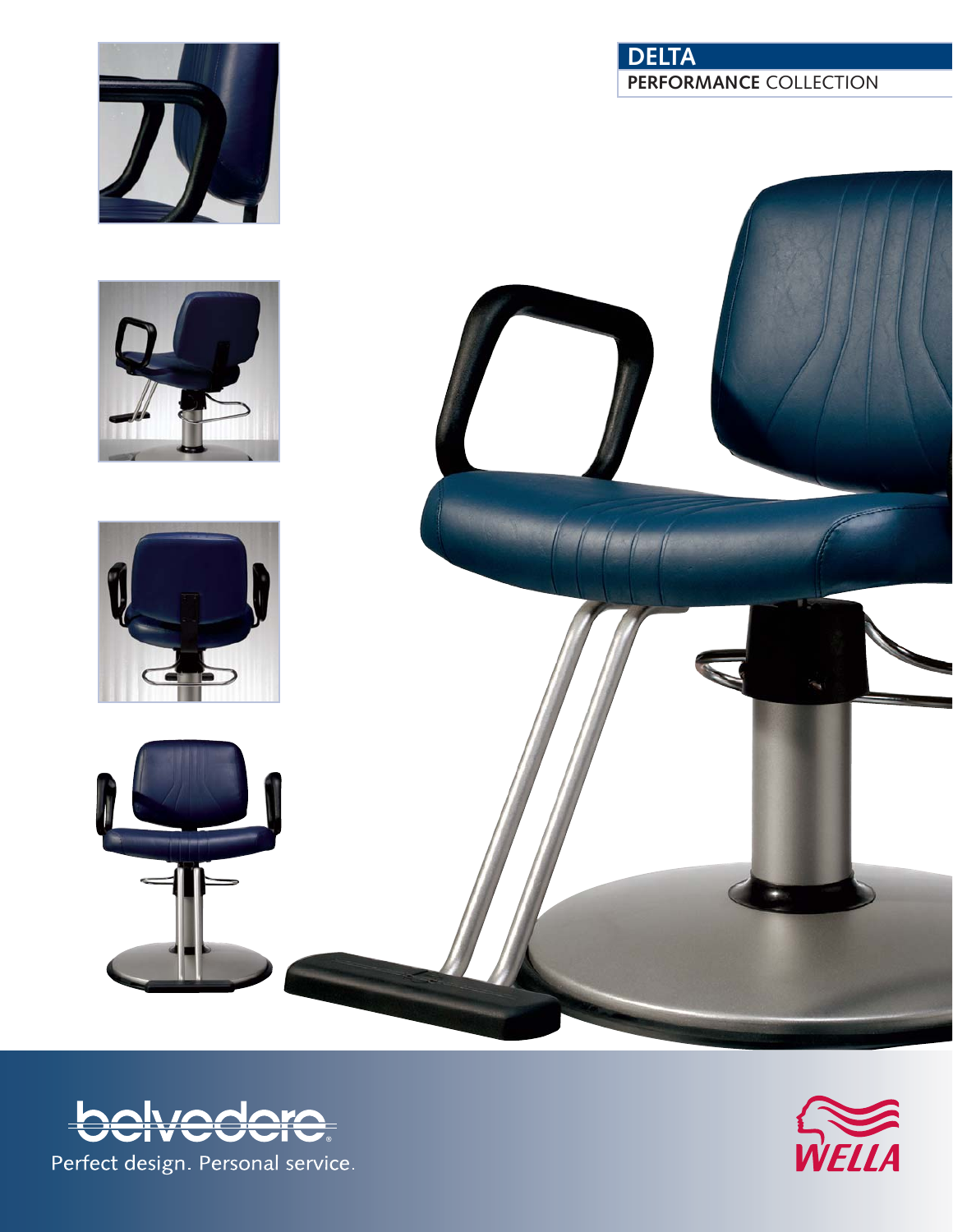# DELTA

PERFORMANCE COLLECTION

belvedere®

Perfect design. Personal service.

WELLA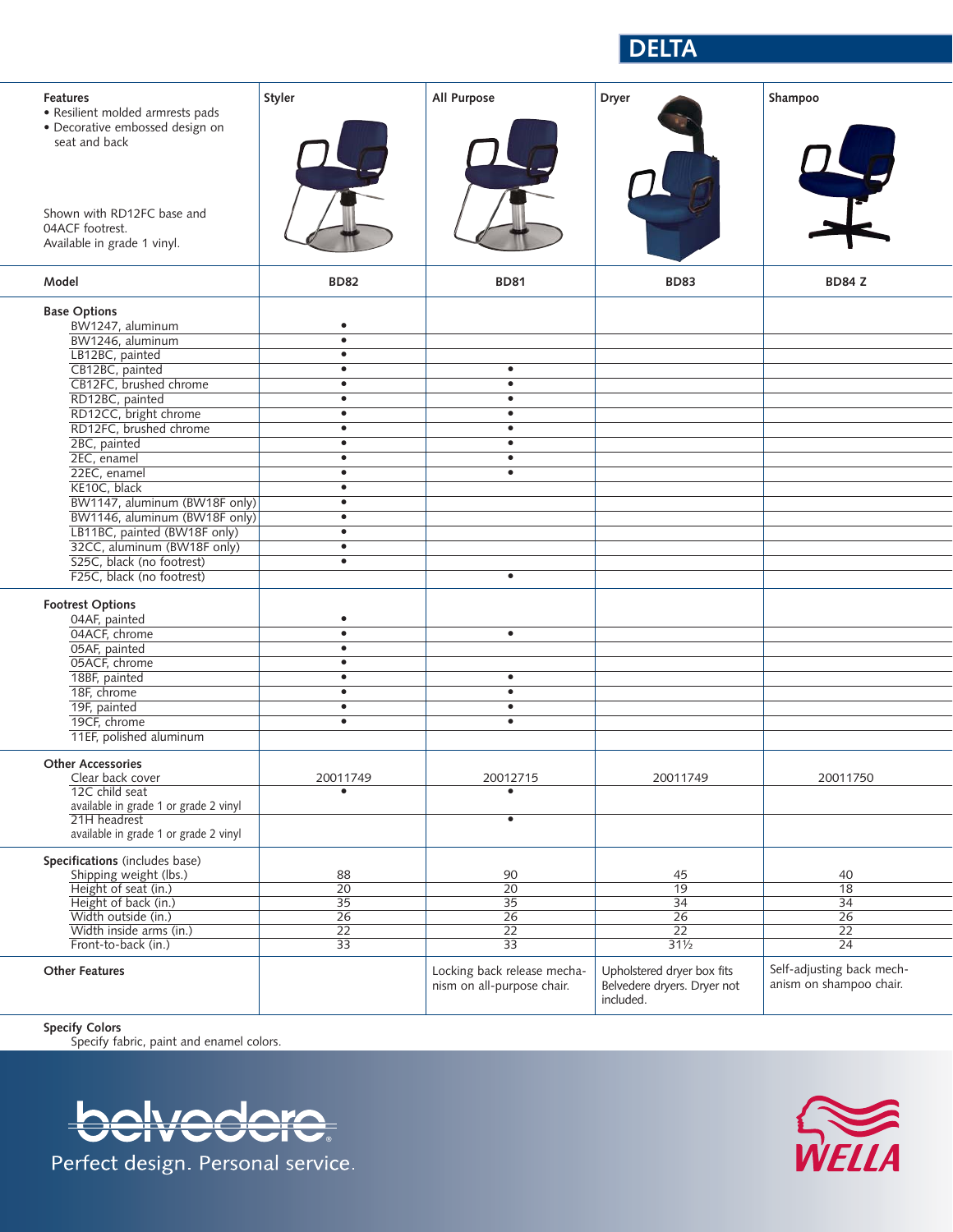# DELTA

| Features | Styler | All Purpose | Dryer | Shampoo |
|---|---|---|---|---|
| • Resilient molded armrests pads<br>• Decorative embossed design on seat and back<br><br>Shown with RD12FC base and 04ACF footrest.<br>Available in grade 1 vinyl. | | | | |
| **Model** | **BD82** | **BD81** | **BD83** | **BD84 Z** |
| **Base Options** | | | | |
| BW1247, aluminum | • | | | |
| BW1246, aluminum | • | | | |
| LB12BC, painted | • | | | |
| CB12BC, painted | • | • | | |
| CB12FC, brushed chrome | • | • | | |
| RD12BC, painted | • | • | | |
| RD12CC, bright chrome | • | • | | |
| RD12FC, brushed chrome | • | • | | |
| 2BC, painted | • | • | | |
| 2EC, enamel | • | • | | |
| 22EC, enamel | • | • | | |
| KE10C, black | • | | | |
| BW1147, aluminum (BW18F only) | • | | | |
| BW1146, aluminum (BW18F only) | • | | | |
| LB11BC, painted (BW18F only) | • | | | |
| 32CC, aluminum (BW18F only) | • | | | |
| S25C, black (no footrest) | • | | | |
| F25C, black (no footrest) | | • | | |
| **Footrest Options** | | | | |
| 04AF, painted | • | | | |
| 04ACF, chrome | • | • | | |
| 05AF, painted | • | | | |
| 05ACF, chrome | • | | | |
| 18BF, painted | • | • | | |
| 18F, chrome | • | • | | |
| 19F, painted | • | • | | |
| 19CF, chrome | • | • | | |
| 11EF, polished aluminum | | | | |
| **Other Accessories** | | | | |
| Clear back cover | 20011749 | 20012715 | 20011749 | 20011750 |
| 12C child seat<br>available in grade 1 or grade 2 vinyl | • | • | | |
| 21H headrest<br>available in grade 1 or grade 2 vinyl | | • | | |
| **Specifications** (includes base) | | | | |
| Shipping weight (lbs.) | 88 | 90 | 45 | 40 |
| Height of seat (in.) | 20 | 20 | 19 | 18 |
| Height of back (in.) | 35 | 35 | 34 | 34 |
| Width outside (in.) | 26 | 26 | 26 | 26 |
| Width inside arms (in.) | 22 | 22 | 22 | 22 |
| Front-to-back (in.) | 33 | 33 | 31½ | 24 |
| **Other Features** | | Locking back release mechanism on all-purpose chair. | Upholstered dryer box fits Belvedere dryers. Dryer not included. | Self-adjusting back mechanism on shampoo chair. |

**Specify Colors**

Specify fabric, paint and enamel colors.

belvedere®

Perfect design. Personal service.

WELLA